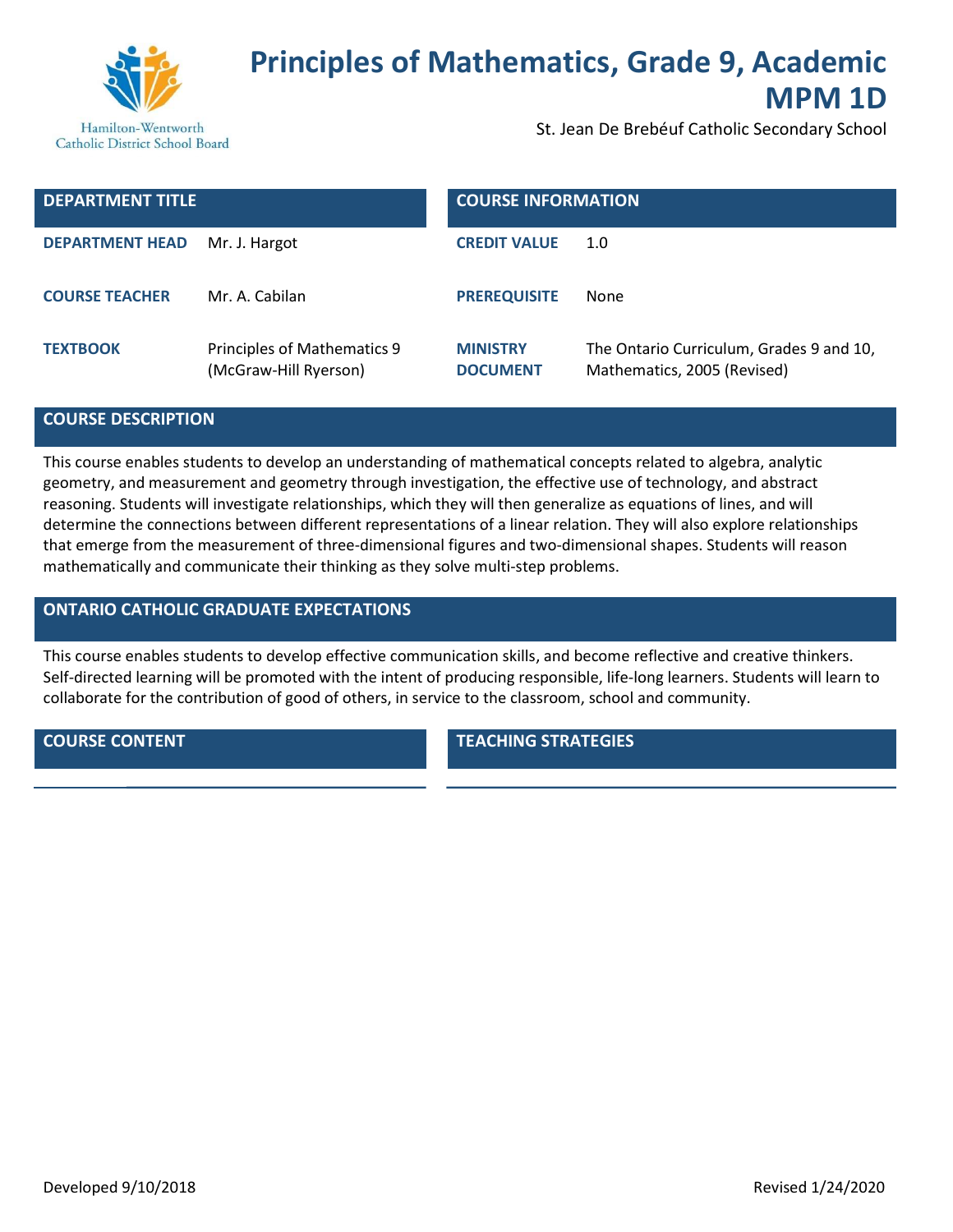Hamilton-Wentworth Catholic District School Board

# Principles of Mathematics, Grade 9, Academic MPM 1D

St. Jean De Brebéuf Catholic Secondary School

| DEPARTMENT TITLE | | COURSE INFORMATION | |
|---|---|---|---|
| **DEPARTMENT HEAD** | Mr. J. Hargot | **CREDIT VALUE** | 1.0 |
| **COURSE TEACHER** | Mr. A. Cabilan | **PREREQUISITE** | None |
| **TEXTBOOK** | Principles of Mathematics 9 (McGraw-Hill Ryerson) | **MINISTRY DOCUMENT** | The Ontario Curriculum, Grades 9 and 10, Mathematics, 2005 (Revised) |

## COURSE DESCRIPTION

This course enables students to develop an understanding of mathematical concepts related to algebra, analytic geometry, and measurement and geometry through investigation, the effective use of technology, and abstract reasoning. Students will investigate relationships, which they will then generalize as equations of lines, and will determine the connections between different representations of a linear relation. They will also explore relationships that emerge from the measurement of three-dimensional figures and two-dimensional shapes. Students will reason mathematically and communicate their thinking as they solve multi-step problems.

## ONTARIO CATHOLIC GRADUATE EXPECTATIONS

This course enables students to develop effective communication skills, and become reflective and creative thinkers. Self-directed learning will be promoted with the intent of producing responsible, life-long learners. Students will learn to collaborate for the contribution of good of others, in service to the classroom, school and community.

## COURSE CONTENT

## TEACHING STRATEGIES

Developed 9/10/2018

Revised 1/24/2020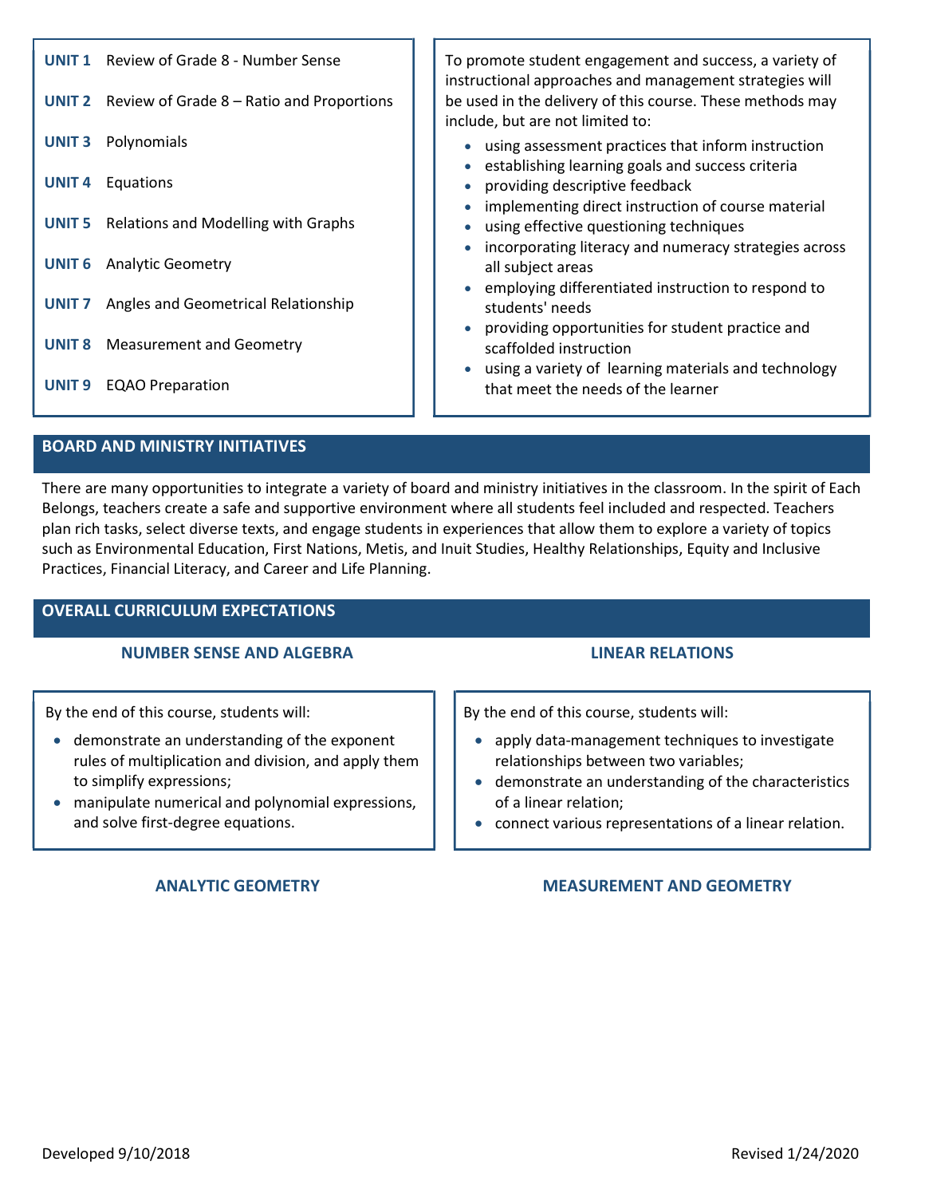**UNIT 1** Review of Grade 8 - Number Sense

**UNIT 2** Review of Grade 8 – Ratio and Proportions

**UNIT 3** Polynomials

**UNIT 4** Equations

**UNIT 5** Relations and Modelling with Graphs

**UNIT 6** Analytic Geometry

**UNIT 7** Angles and Geometrical Relationship

**UNIT 8** Measurement and Geometry

**UNIT 9** EQAO Preparation

To promote student engagement and success, a variety of instructional approaches and management strategies will be used in the delivery of this course. These methods may include, but are not limited to:

- using assessment practices that inform instruction
- establishing learning goals and success criteria
- providing descriptive feedback
- implementing direct instruction of course material
- using effective questioning techniques
- incorporating literacy and numeracy strategies across all subject areas
- employing differentiated instruction to respond to students' needs
- providing opportunities for student practice and scaffolded instruction
- using a variety of learning materials and technology that meet the needs of the learner

## BOARD AND MINISTRY INITIATIVES

There are many opportunities to integrate a variety of board and ministry initiatives in the classroom. In the spirit of Each Belongs, teachers create a safe and supportive environment where all students feel included and respected. Teachers plan rich tasks, select diverse texts, and engage students in experiences that allow them to explore a variety of topics such as Environmental Education, First Nations, Metis, and Inuit Studies, Healthy Relationships, Equity and Inclusive Practices, Financial Literacy, and Career and Life Planning.

## OVERALL CURRICULUM EXPECTATIONS

### NUMBER SENSE AND ALGEBRA

By the end of this course, students will:

- demonstrate an understanding of the exponent rules of multiplication and division, and apply them to simplify expressions;
- manipulate numerical and polynomial expressions, and solve first-degree equations.

### LINEAR RELATIONS

By the end of this course, students will:

- apply data-management techniques to investigate relationships between two variables;
- demonstrate an understanding of the characteristics of a linear relation;
- connect various representations of a linear relation.

### ANALYTIC GEOMETRY

### MEASUREMENT AND GEOMETRY

Developed 9/10/2018

Revised 1/24/2020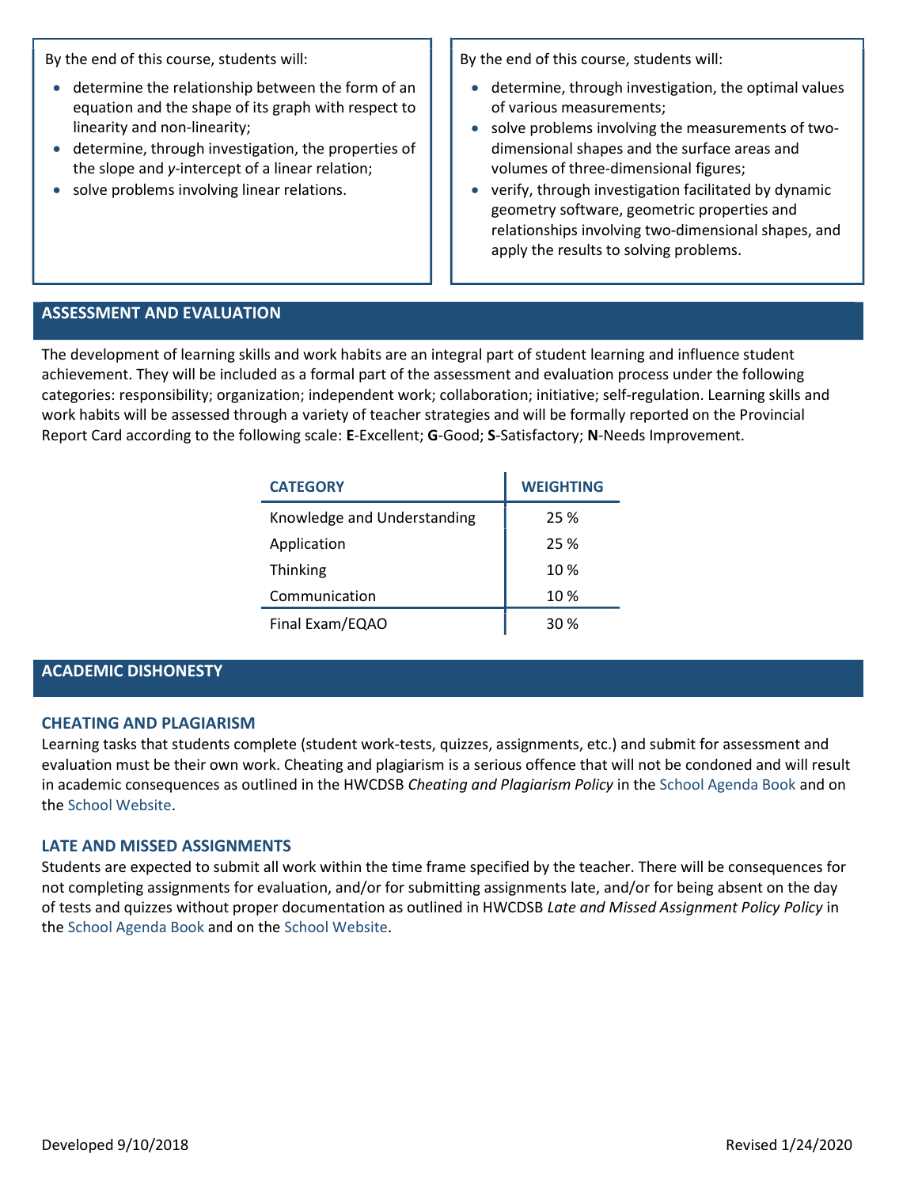By the end of this course, students will:

- determine the relationship between the form of an equation and the shape of its graph with respect to linearity and non-linearity;
- determine, through investigation, the properties of the slope and *y*-intercept of a linear relation;
- solve problems involving linear relations.

By the end of this course, students will:

- determine, through investigation, the optimal values of various measurements;
- solve problems involving the measurements of two-dimensional shapes and the surface areas and volumes of three-dimensional figures;
- verify, through investigation facilitated by dynamic geometry software, geometric properties and relationships involving two-dimensional shapes, and apply the results to solving problems.

## ASSESSMENT AND EVALUATION

The development of learning skills and work habits are an integral part of student learning and influence student achievement. They will be included as a formal part of the assessment and evaluation process under the following categories: responsibility; organization; independent work; collaboration; initiative; self-regulation. Learning skills and work habits will be assessed through a variety of teacher strategies and will be formally reported on the Provincial Report Card according to the following scale: **E**-Excellent; **G**-Good; **S**-Satisfactory; **N**-Needs Improvement.

| CATEGORY | WEIGHTING |
|---|---|
| Knowledge and Understanding | 25 % |
| Application | 25 % |
| Thinking | 10 % |
| Communication | 10 % |
| Final Exam/EQAO | 30 % |

## ACADEMIC DISHONESTY

### CHEATING AND PLAGIARISM

Learning tasks that students complete (student work-tests, quizzes, assignments, etc.) and submit for assessment and evaluation must be their own work. Cheating and plagiarism is a serious offence that will not be condoned and will result in academic consequences as outlined in the HWCDSB *Cheating and Plagiarism Policy* in the School Agenda Book and on the School Website.

### LATE AND MISSED ASSIGNMENTS

Students are expected to submit all work within the time frame specified by the teacher. There will be consequences for not completing assignments for evaluation, and/or for submitting assignments late, and/or for being absent on the day of tests and quizzes without proper documentation as outlined in HWCDSB *Late and Missed Assignment Policy Policy* in the School Agenda Book and on the School Website.

Developed 9/10/2018 Revised 1/24/2020